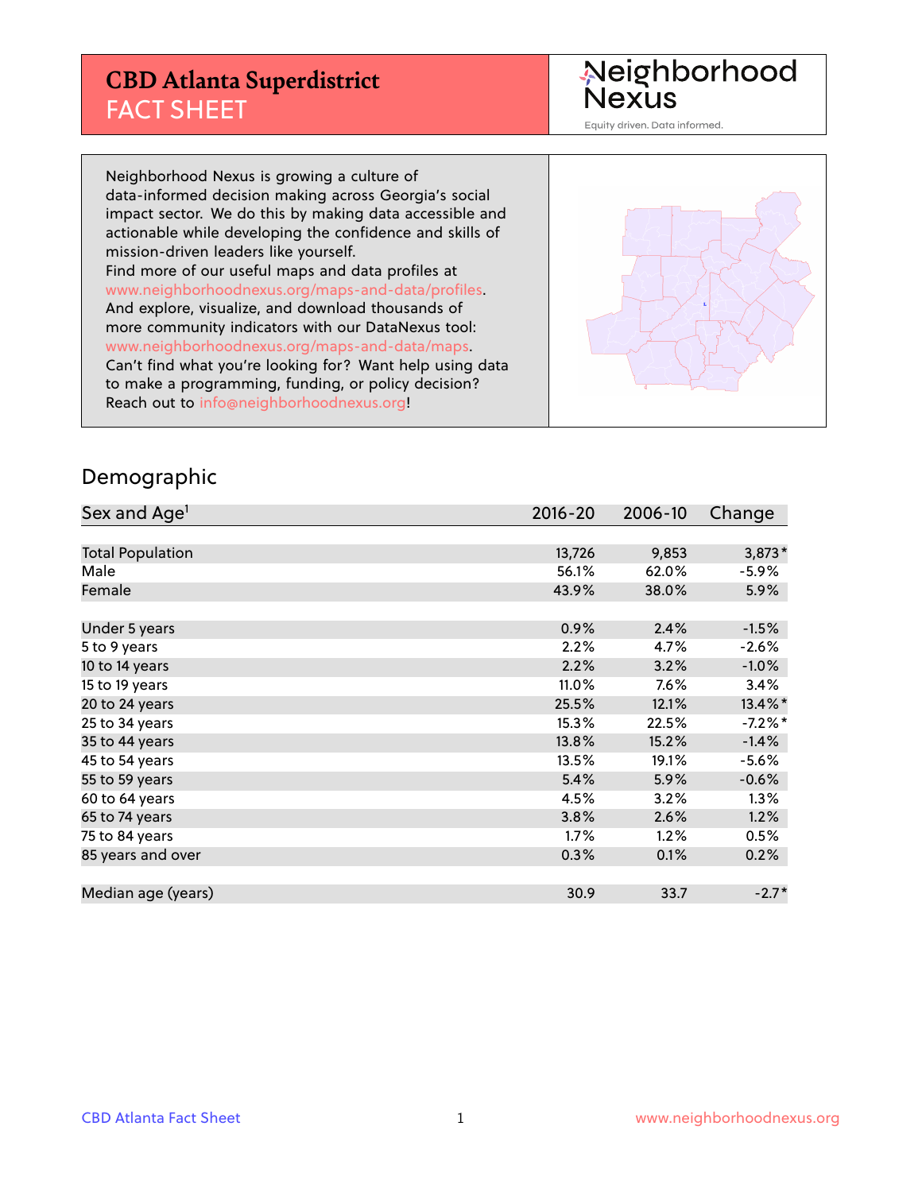# CBD Atlanta Superdistrict
## FACT SHEET

Neighborhood Nexus
Equity driven. Data informed.

Neighborhood Nexus is growing a culture of data-informed decision making across Georgia's social impact sector. We do this by making data accessible and actionable while developing the confidence and skills of mission-driven leaders like yourself.
Find more of our useful maps and data profiles at www.neighborhoodnexus.org/maps-and-data/profiles.
And explore, visualize, and download thousands of more community indicators with our DataNexus tool: www.neighborhoodnexus.org/maps-and-data/maps.
Can't find what you're looking for? Want help using data to make a programming, funding, or policy decision? Reach out to info@neighborhoodnexus.org!

## Demographic

| Sex and Age[1] | 2016-20 | 2006-10 | Change |
|---|---|---|---|
| Total Population | 13,726 | 9,853 | 3,873* |
| Male | 56.1% | 62.0% | -5.9% |
| Female | 43.9% | 38.0% | 5.9% |
| | | | |
| Under 5 years | 0.9% | 2.4% | -1.5% |
| 5 to 9 years | 2.2% | 4.7% | -2.6% |
| 10 to 14 years | 2.2% | 3.2% | -1.0% |
| 15 to 19 years | 11.0% | 7.6% | 3.4% |
| 20 to 24 years | 25.5% | 12.1% | 13.4%* |
| 25 to 34 years | 15.3% | 22.5% | -7.2%* |
| 35 to 44 years | 13.8% | 15.2% | -1.4% |
| 45 to 54 years | 13.5% | 19.1% | -5.6% |
| 55 to 59 years | 5.4% | 5.9% | -0.6% |
| 60 to 64 years | 4.5% | 3.2% | 1.3% |
| 65 to 74 years | 3.8% | 2.6% | 1.2% |
| 75 to 84 years | 1.7% | 1.2% | 0.5% |
| 85 years and over | 0.3% | 0.1% | 0.2% |
| | | | |
| Median age (years) | 30.9 | 33.7 | -2.7* |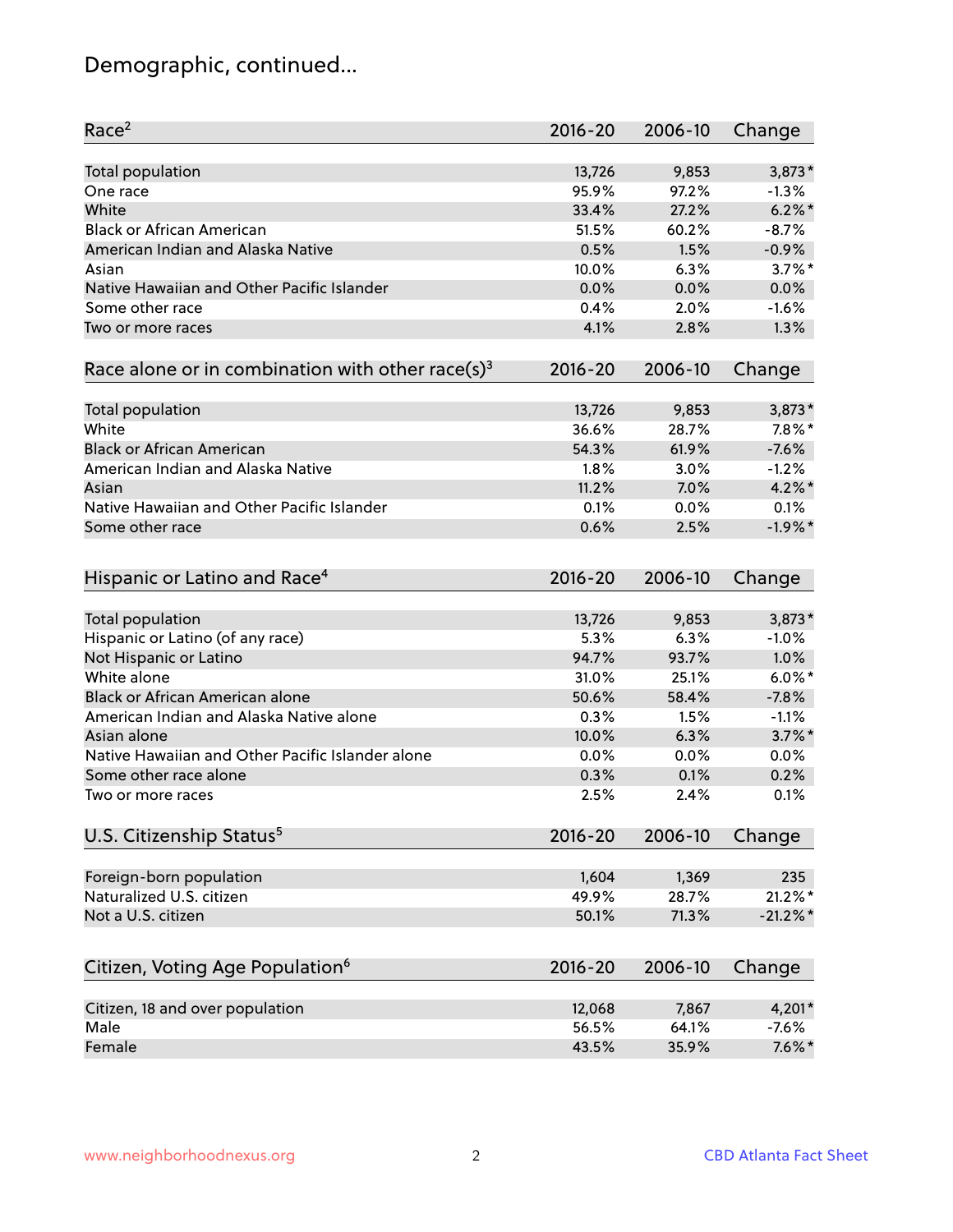# Demographic, continued...

| Race[2] | 2016-20 | 2006-10 | Change |
|---|---|---|---|
| Total population | 13,726 | 9,853 | 3,873* |
| One race | 95.9% | 97.2% | -1.3% |
| White | 33.4% | 27.2% | 6.2%* |
| Black or African American | 51.5% | 60.2% | -8.7% |
| American Indian and Alaska Native | 0.5% | 1.5% | -0.9% |
| Asian | 10.0% | 6.3% | 3.7%* |
| Native Hawaiian and Other Pacific Islander | 0.0% | 0.0% | 0.0% |
| Some other race | 0.4% | 2.0% | -1.6% |
| Two or more races | 4.1% | 2.8% | 1.3% |

| Race alone or in combination with other race(s)[3] | 2016-20 | 2006-10 | Change |
|---|---|---|---|
| Total population | 13,726 | 9,853 | 3,873* |
| White | 36.6% | 28.7% | 7.8%* |
| Black or African American | 54.3% | 61.9% | -7.6% |
| American Indian and Alaska Native | 1.8% | 3.0% | -1.2% |
| Asian | 11.2% | 7.0% | 4.2%* |
| Native Hawaiian and Other Pacific Islander | 0.1% | 0.0% | 0.1% |
| Some other race | 0.6% | 2.5% | -1.9%* |

| Hispanic or Latino and Race[4] | 2016-20 | 2006-10 | Change |
|---|---|---|---|
| Total population | 13,726 | 9,853 | 3,873* |
| Hispanic or Latino (of any race) | 5.3% | 6.3% | -1.0% |
| Not Hispanic or Latino | 94.7% | 93.7% | 1.0% |
| White alone | 31.0% | 25.1% | 6.0%* |
| Black or African American alone | 50.6% | 58.4% | -7.8% |
| American Indian and Alaska Native alone | 0.3% | 1.5% | -1.1% |
| Asian alone | 10.0% | 6.3% | 3.7%* |
| Native Hawaiian and Other Pacific Islander alone | 0.0% | 0.0% | 0.0% |
| Some other race alone | 0.3% | 0.1% | 0.2% |
| Two or more races | 2.5% | 2.4% | 0.1% |

| U.S. Citizenship Status[5] | 2016-20 | 2006-10 | Change |
|---|---|---|---|
| Foreign-born population | 1,604 | 1,369 | 235 |
| Naturalized U.S. citizen | 49.9% | 28.7% | 21.2%* |
| Not a U.S. citizen | 50.1% | 71.3% | -21.2%* |

| Citizen, Voting Age Population[6] | 2016-20 | 2006-10 | Change |
|---|---|---|---|
| Citizen, 18 and over population | 12,068 | 7,867 | 4,201* |
| Male | 56.5% | 64.1% | -7.6% |
| Female | 43.5% | 35.9% | 7.6%* |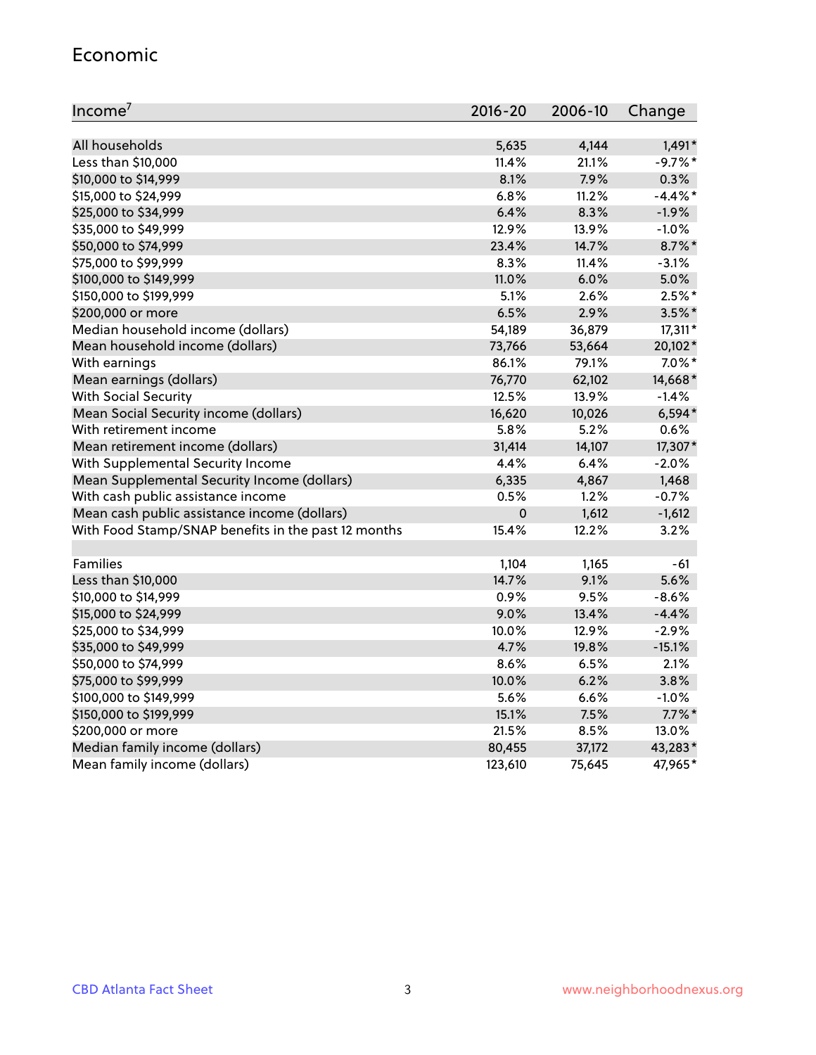## Economic

| Income[7] | 2016-20 | 2006-10 | Change |
|---|---|---|---|
| All households | 5,635 | 4,144 | 1,491* |
| Less than $10,000 | 11.4% | 21.1% | -9.7%* |
| $10,000 to $14,999 | 8.1% | 7.9% | 0.3% |
| $15,000 to $24,999 | 6.8% | 11.2% | -4.4%* |
| $25,000 to $34,999 | 6.4% | 8.3% | -1.9% |
| $35,000 to $49,999 | 12.9% | 13.9% | -1.0% |
| $50,000 to $74,999 | 23.4% | 14.7% | 8.7%* |
| $75,000 to $99,999 | 8.3% | 11.4% | -3.1% |
| $100,000 to $149,999 | 11.0% | 6.0% | 5.0% |
| $150,000 to $199,999 | 5.1% | 2.6% | 2.5%* |
| $200,000 or more | 6.5% | 2.9% | 3.5%* |
| Median household income (dollars) | 54,189 | 36,879 | 17,311* |
| Mean household income (dollars) | 73,766 | 53,664 | 20,102* |
| With earnings | 86.1% | 79.1% | 7.0%* |
| Mean earnings (dollars) | 76,770 | 62,102 | 14,668* |
| With Social Security | 12.5% | 13.9% | -1.4% |
| Mean Social Security income (dollars) | 16,620 | 10,026 | 6,594* |
| With retirement income | 5.8% | 5.2% | 0.6% |
| Mean retirement income (dollars) | 31,414 | 14,107 | 17,307* |
| With Supplemental Security Income | 4.4% | 6.4% | -2.0% |
| Mean Supplemental Security Income (dollars) | 6,335 | 4,867 | 1,468 |
| With cash public assistance income | 0.5% | 1.2% | -0.7% |
| Mean cash public assistance income (dollars) | 0 | 1,612 | -1,612 |
| With Food Stamp/SNAP benefits in the past 12 months | 15.4% | 12.2% | 3.2% |
| | | | |
| Families | 1,104 | 1,165 | -61 |
| Less than $10,000 | 14.7% | 9.1% | 5.6% |
| $10,000 to $14,999 | 0.9% | 9.5% | -8.6% |
| $15,000 to $24,999 | 9.0% | 13.4% | -4.4% |
| $25,000 to $34,999 | 10.0% | 12.9% | -2.9% |
| $35,000 to $49,999 | 4.7% | 19.8% | -15.1% |
| $50,000 to $74,999 | 8.6% | 6.5% | 2.1% |
| $75,000 to $99,999 | 10.0% | 6.2% | 3.8% |
| $100,000 to $149,999 | 5.6% | 6.6% | -1.0% |
| $150,000 to $199,999 | 15.1% | 7.5% | 7.7%* |
| $200,000 or more | 21.5% | 8.5% | 13.0% |
| Median family income (dollars) | 80,455 | 37,172 | 43,283* |
| Mean family income (dollars) | 123,610 | 75,645 | 47,965* |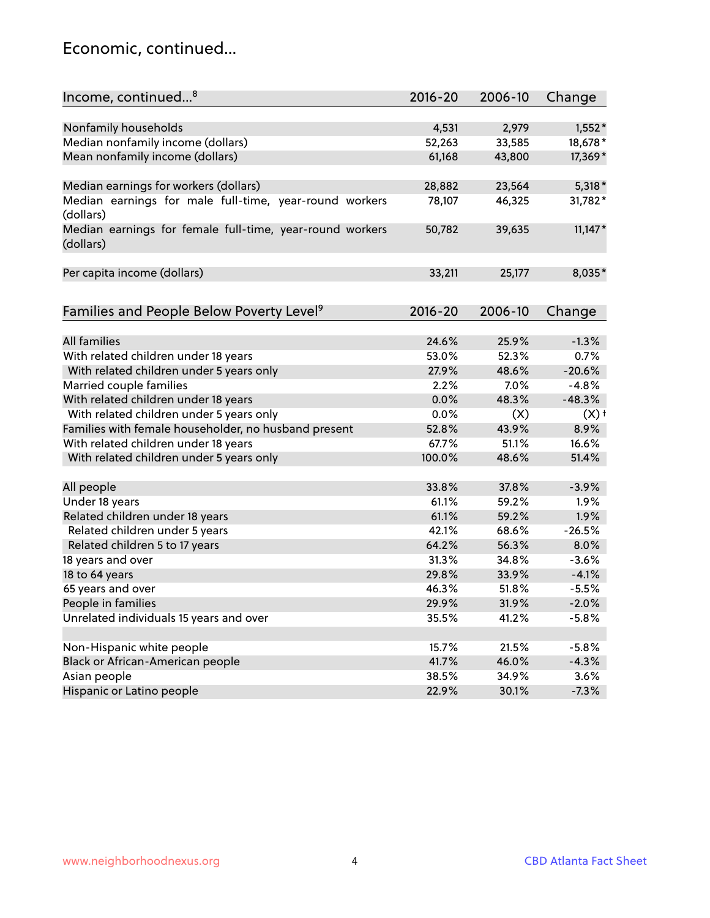# Economic, continued...

| Income, continued...[8] | 2016-20 | 2006-10 | Change |
|---|---|---|---|
| Nonfamily households | 4,531 | 2,979 | 1,552* |
| Median nonfamily income (dollars) | 52,263 | 33,585 | 18,678* |
| Mean nonfamily income (dollars) | 61,168 | 43,800 | 17,369* |
| | | | |
| Median earnings for workers (dollars) | 28,882 | 23,564 | 5,318* |
| Median earnings for male full-time, year-round workers (dollars) | 78,107 | 46,325 | 31,782* |
| Median earnings for female full-time, year-round workers (dollars) | 50,782 | 39,635 | 11,147* |
| | | | |
| Per capita income (dollars) | 33,211 | 25,177 | 8,035* |

| Families and People Below Poverty Level[9] | 2016-20 | 2006-10 | Change |
|---|---|---|---|
| All families | 24.6% | 25.9% | -1.3% |
| With related children under 18 years | 53.0% | 52.3% | 0.7% |
| With related children under 5 years only | 27.9% | 48.6% | -20.6% |
| Married couple families | 2.2% | 7.0% | -4.8% |
| With related children under 18 years | 0.0% | 48.3% | -48.3% |
| With related children under 5 years only | 0.0% | (X) | (X)† |
| Families with female householder, no husband present | 52.8% | 43.9% | 8.9% |
| With related children under 18 years | 67.7% | 51.1% | 16.6% |
| With related children under 5 years only | 100.0% | 48.6% | 51.4% |
| | | | |
| All people | 33.8% | 37.8% | -3.9% |
| Under 18 years | 61.1% | 59.2% | 1.9% |
| Related children under 18 years | 61.1% | 59.2% | 1.9% |
| Related children under 5 years | 42.1% | 68.6% | -26.5% |
| Related children 5 to 17 years | 64.2% | 56.3% | 8.0% |
| 18 years and over | 31.3% | 34.8% | -3.6% |
| 18 to 64 years | 29.8% | 33.9% | -4.1% |
| 65 years and over | 46.3% | 51.8% | -5.5% |
| People in families | 29.9% | 31.9% | -2.0% |
| Unrelated individuals 15 years and over | 35.5% | 41.2% | -5.8% |
| | | | |
| Non-Hispanic white people | 15.7% | 21.5% | -5.8% |
| Black or African-American people | 41.7% | 46.0% | -4.3% |
| Asian people | 38.5% | 34.9% | 3.6% |
| Hispanic or Latino people | 22.9% | 30.1% | -7.3% |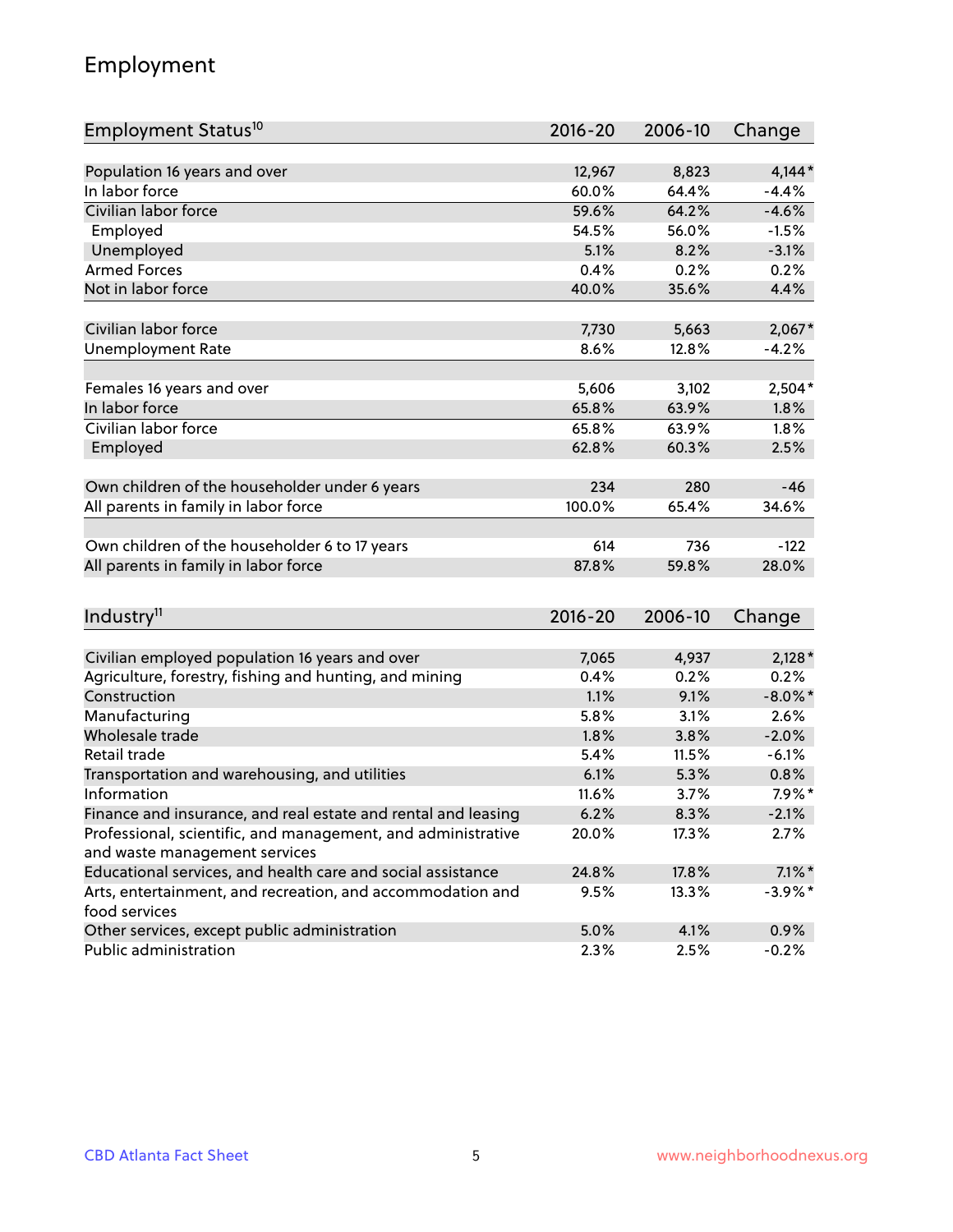## Employment

| Employment Status[10] | 2016-20 | 2006-10 | Change |
|---|---|---|---|
| Population 16 years and over | 12,967 | 8,823 | 4,144* |
| In labor force | 60.0% | 64.4% | -4.4% |
| Civilian labor force | 59.6% | 64.2% | -4.6% |
| Employed | 54.5% | 56.0% | -1.5% |
| Unemployed | 5.1% | 8.2% | -3.1% |
| Armed Forces | 0.4% | 0.2% | 0.2% |
| Not in labor force | 40.0% | 35.6% | 4.4% |
| | | | |
| Civilian labor force | 7,730 | 5,663 | 2,067* |
| Unemployment Rate | 8.6% | 12.8% | -4.2% |
| | | | |
| Females 16 years and over | 5,606 | 3,102 | 2,504* |
| In labor force | 65.8% | 63.9% | 1.8% |
| Civilian labor force | 65.8% | 63.9% | 1.8% |
| Employed | 62.8% | 60.3% | 2.5% |
| | | | |
| Own children of the householder under 6 years | 234 | 280 | -46 |
| All parents in family in labor force | 100.0% | 65.4% | 34.6% |
| | | | |
| Own children of the householder 6 to 17 years | 614 | 736 | -122 |
| All parents in family in labor force | 87.8% | 59.8% | 28.0% |

| Industry[11] | 2016-20 | 2006-10 | Change |
|---|---|---|---|
| Civilian employed population 16 years and over | 7,065 | 4,937 | 2,128* |
| Agriculture, forestry, fishing and hunting, and mining | 0.4% | 0.2% | 0.2% |
| Construction | 1.1% | 9.1% | -8.0%* |
| Manufacturing | 5.8% | 3.1% | 2.6% |
| Wholesale trade | 1.8% | 3.8% | -2.0% |
| Retail trade | 5.4% | 11.5% | -6.1% |
| Transportation and warehousing, and utilities | 6.1% | 5.3% | 0.8% |
| Information | 11.6% | 3.7% | 7.9%* |
| Finance and insurance, and real estate and rental and leasing | 6.2% | 8.3% | -2.1% |
| Professional, scientific, and management, and administrative and waste management services | 20.0% | 17.3% | 2.7% |
| Educational services, and health care and social assistance | 24.8% | 17.8% | 7.1%* |
| Arts, entertainment, and recreation, and accommodation and food services | 9.5% | 13.3% | -3.9%* |
| Other services, except public administration | 5.0% | 4.1% | 0.9% |
| Public administration | 2.3% | 2.5% | -0.2% |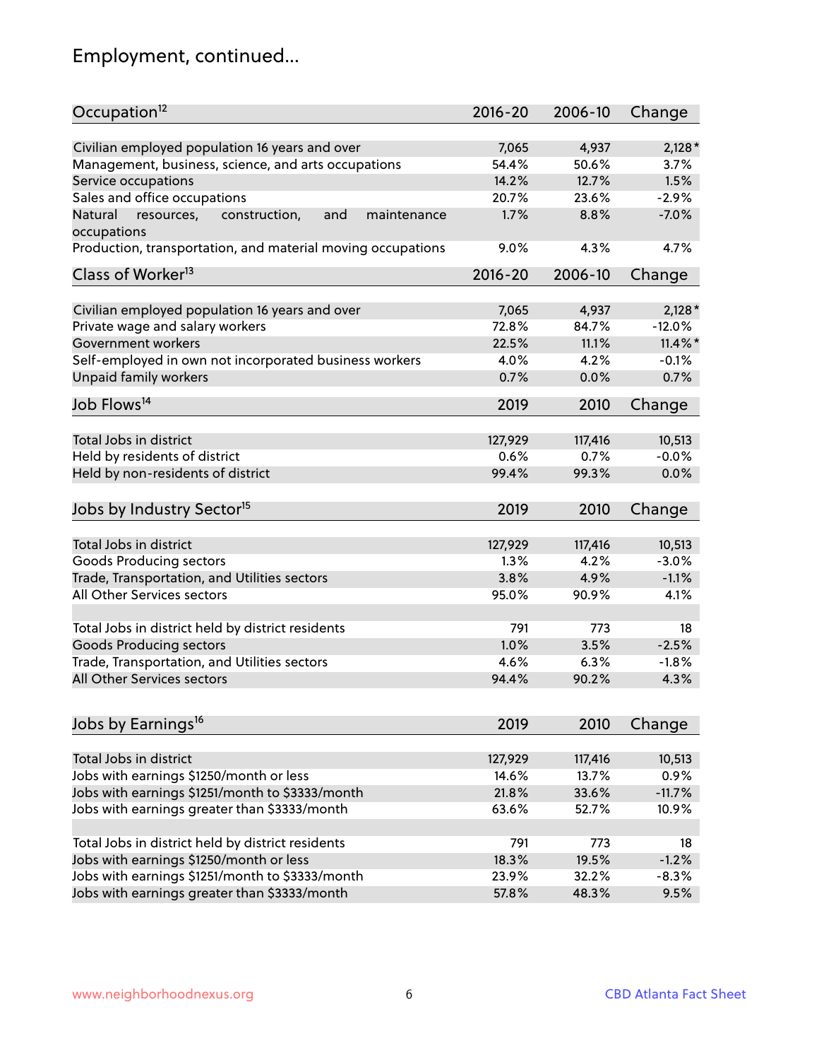## Employment, continued...

| Occupation[12] | 2016-20 | 2006-10 | Change |
|---|---|---|---|
| Civilian employed population 16 years and over | 7,065 | 4,937 | 2,128* |
| Management, business, science, and arts occupations | 54.4% | 50.6% | 3.7% |
| Service occupations | 14.2% | 12.7% | 1.5% |
| Sales and office occupations | 20.7% | 23.6% | -2.9% |
| Natural resources, construction, and maintenance occupations | 1.7% | 8.8% | -7.0% |
| Production, transportation, and material moving occupations | 9.0% | 4.3% | 4.7% |

| Class of Worker[13] | 2016-20 | 2006-10 | Change |
|---|---|---|---|
| Civilian employed population 16 years and over | 7,065 | 4,937 | 2,128* |
| Private wage and salary workers | 72.8% | 84.7% | -12.0% |
| Government workers | 22.5% | 11.1% | 11.4%* |
| Self-employed in own not incorporated business workers | 4.0% | 4.2% | -0.1% |
| Unpaid family workers | 0.7% | 0.0% | 0.7% |

| Job Flows[14] | 2019 | 2010 | Change |
|---|---|---|---|
| Total Jobs in district | 127,929 | 117,416 | 10,513 |
| Held by residents of district | 0.6% | 0.7% | -0.0% |
| Held by non-residents of district | 99.4% | 99.3% | 0.0% |

| Jobs by Industry Sector[15] | 2019 | 2010 | Change |
|---|---|---|---|
| Total Jobs in district | 127,929 | 117,416 | 10,513 |
| Goods Producing sectors | 1.3% | 4.2% | -3.0% |
| Trade, Transportation, and Utilities sectors | 3.8% | 4.9% | -1.1% |
| All Other Services sectors | 95.0% | 90.9% | 4.1% |
| | | | |
| Total Jobs in district held by district residents | 791 | 773 | 18 |
| Goods Producing sectors | 1.0% | 3.5% | -2.5% |
| Trade, Transportation, and Utilities sectors | 4.6% | 6.3% | -1.8% |
| All Other Services sectors | 94.4% | 90.2% | 4.3% |

| Jobs by Earnings[16] | 2019 | 2010 | Change |
|---|---|---|---|
| Total Jobs in district | 127,929 | 117,416 | 10,513 |
| Jobs with earnings $1250/month or less | 14.6% | 13.7% | 0.9% |
| Jobs with earnings $1251/month to $3333/month | 21.8% | 33.6% | -11.7% |
| Jobs with earnings greater than $3333/month | 63.6% | 52.7% | 10.9% |
| | | | |
| Total Jobs in district held by district residents | 791 | 773 | 18 |
| Jobs with earnings $1250/month or less | 18.3% | 19.5% | -1.2% |
| Jobs with earnings $1251/month to $3333/month | 23.9% | 32.2% | -8.3% |
| Jobs with earnings greater than $3333/month | 57.8% | 48.3% | 9.5% |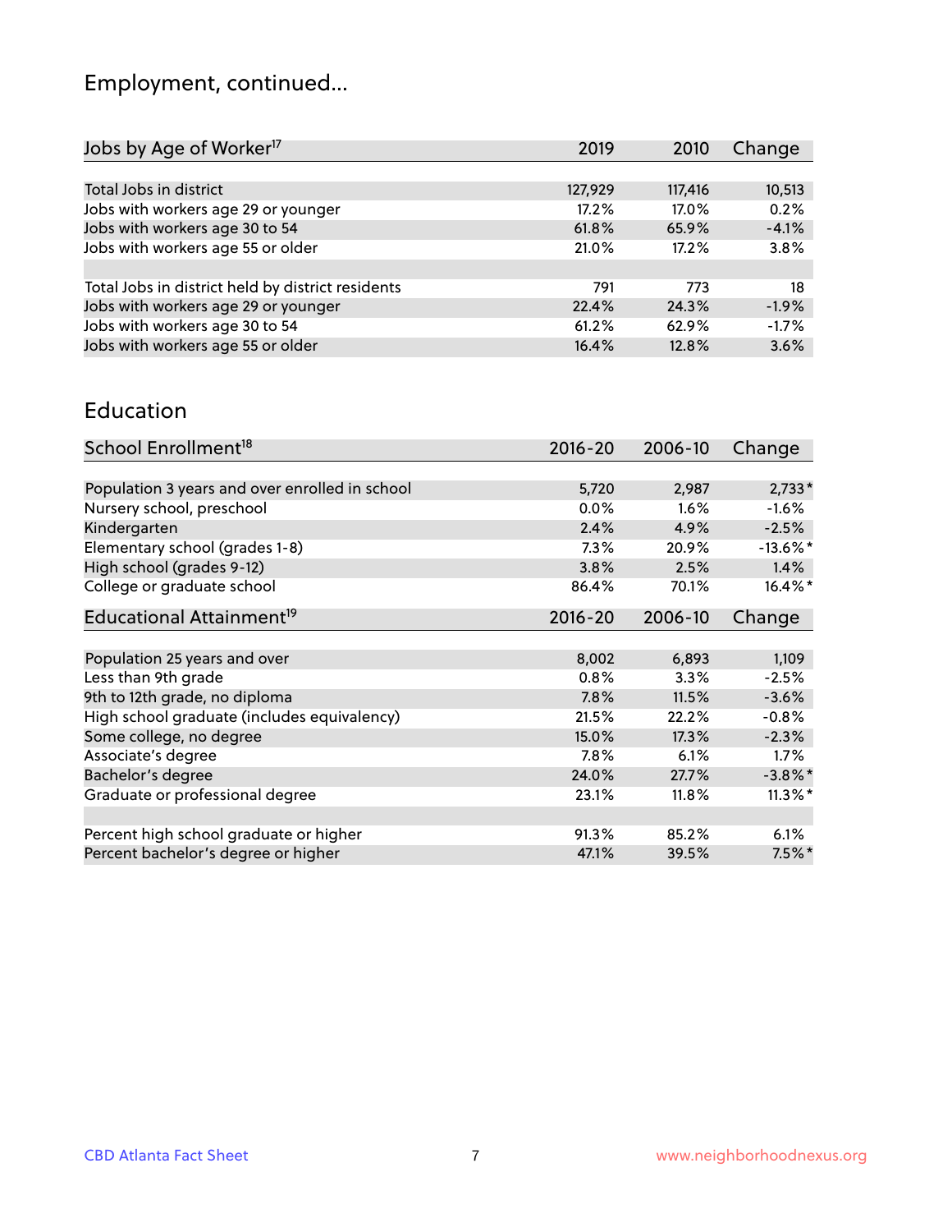# Employment, continued...

| Jobs by Age of Worker[17] | 2019 | 2010 | Change |
|---|---|---|---|
| Total Jobs in district | 127,929 | 117,416 | 10,513 |
| Jobs with workers age 29 or younger | 17.2% | 17.0% | 0.2% |
| Jobs with workers age 30 to 54 | 61.8% | 65.9% | -4.1% |
| Jobs with workers age 55 or older | 21.0% | 17.2% | 3.8% |
| | | | |
| Total Jobs in district held by district residents | 791 | 773 | 18 |
| Jobs with workers age 29 or younger | 22.4% | 24.3% | -1.9% |
| Jobs with workers age 30 to 54 | 61.2% | 62.9% | -1.7% |
| Jobs with workers age 55 or older | 16.4% | 12.8% | 3.6% |

# Education

| School Enrollment[18] | 2016-20 | 2006-10 | Change |
|---|---|---|---|
| Population 3 years and over enrolled in school | 5,720 | 2,987 | 2,733* |
| Nursery school, preschool | 0.0% | 1.6% | -1.6% |
| Kindergarten | 2.4% | 4.9% | -2.5% |
| Elementary school (grades 1-8) | 7.3% | 20.9% | -13.6%* |
| High school (grades 9-12) | 3.8% | 2.5% | 1.4% |
| College or graduate school | 86.4% | 70.1% | 16.4%* |

| Educational Attainment[19] | 2016-20 | 2006-10 | Change |
|---|---|---|---|
| Population 25 years and over | 8,002 | 6,893 | 1,109 |
| Less than 9th grade | 0.8% | 3.3% | -2.5% |
| 9th to 12th grade, no diploma | 7.8% | 11.5% | -3.6% |
| High school graduate (includes equivalency) | 21.5% | 22.2% | -0.8% |
| Some college, no degree | 15.0% | 17.3% | -2.3% |
| Associate's degree | 7.8% | 6.1% | 1.7% |
| Bachelor's degree | 24.0% | 27.7% | -3.8%* |
| Graduate or professional degree | 23.1% | 11.8% | 11.3%* |
| | | | |
| Percent high school graduate or higher | 91.3% | 85.2% | 6.1% |
| Percent bachelor's degree or higher | 47.1% | 39.5% | 7.5%* |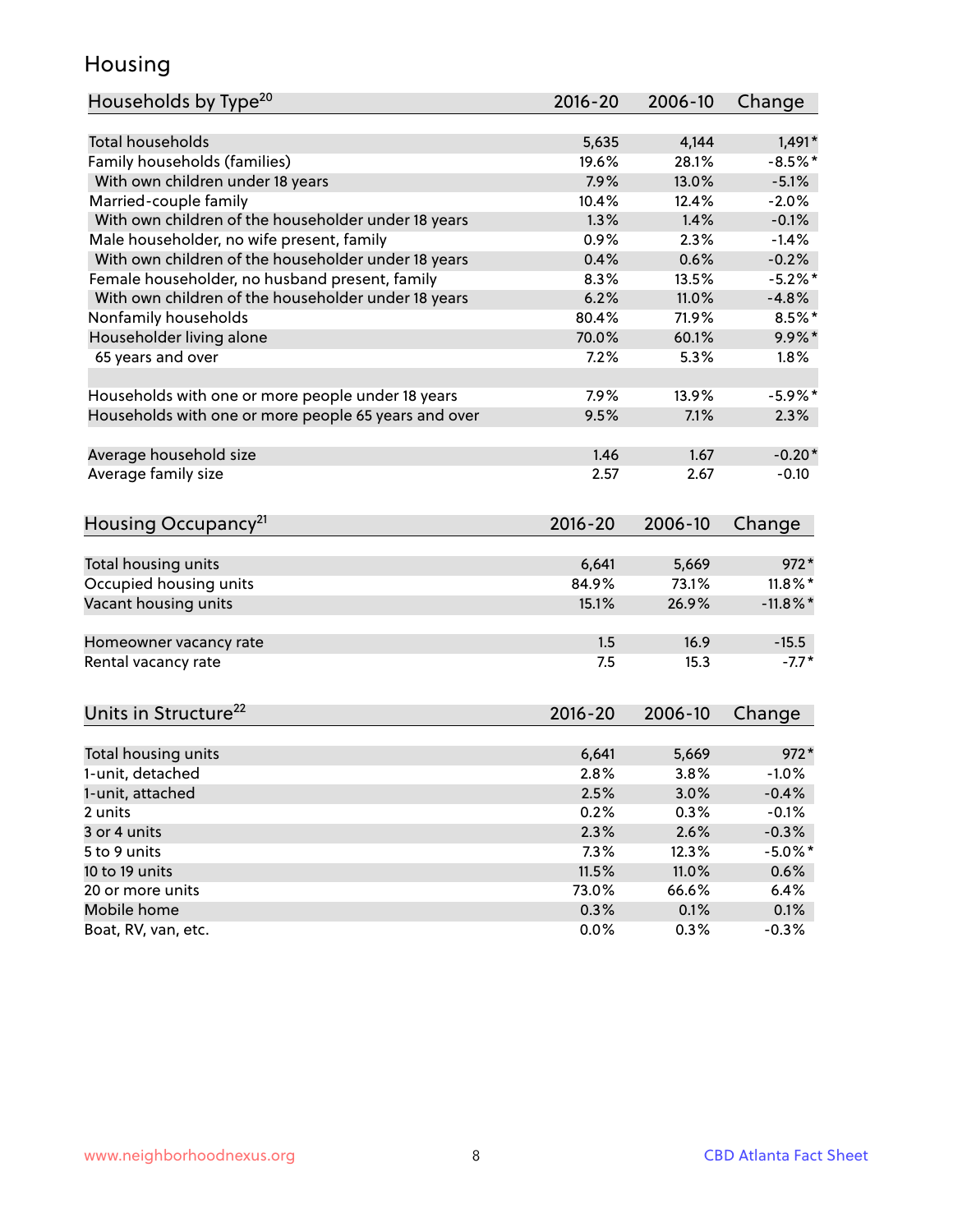# Housing

| Households by Type[20] | 2016-20 | 2006-10 | Change |
|---|---|---|---|
| Total households | 5,635 | 4,144 | 1,491* |
| Family households (families) | 19.6% | 28.1% | -8.5%* |
| With own children under 18 years | 7.9% | 13.0% | -5.1% |
| Married-couple family | 10.4% | 12.4% | -2.0% |
| With own children of the householder under 18 years | 1.3% | 1.4% | -0.1% |
| Male householder, no wife present, family | 0.9% | 2.3% | -1.4% |
| With own children of the householder under 18 years | 0.4% | 0.6% | -0.2% |
| Female householder, no husband present, family | 8.3% | 13.5% | -5.2%* |
| With own children of the householder under 18 years | 6.2% | 11.0% | -4.8% |
| Nonfamily households | 80.4% | 71.9% | 8.5%* |
| Householder living alone | 70.0% | 60.1% | 9.9%* |
| 65 years and over | 7.2% | 5.3% | 1.8% |
| | | | |
| Households with one or more people under 18 years | 7.9% | 13.9% | -5.9%* |
| Households with one or more people 65 years and over | 9.5% | 7.1% | 2.3% |
| | | | |
| Average household size | 1.46 | 1.67 | -0.20* |
| Average family size | 2.57 | 2.67 | -0.10 |

| Housing Occupancy[21] | 2016-20 | 2006-10 | Change |
|---|---|---|---|
| Total housing units | 6,641 | 5,669 | 972* |
| Occupied housing units | 84.9% | 73.1% | 11.8%* |
| Vacant housing units | 15.1% | 26.9% | -11.8%* |
| | | | |
| Homeowner vacancy rate | 1.5 | 16.9 | -15.5 |
| Rental vacancy rate | 7.5 | 15.3 | -7.7* |

| Units in Structure[22] | 2016-20 | 2006-10 | Change |
|---|---|---|---|
| Total housing units | 6,641 | 5,669 | 972* |
| 1-unit, detached | 2.8% | 3.8% | -1.0% |
| 1-unit, attached | 2.5% | 3.0% | -0.4% |
| 2 units | 0.2% | 0.3% | -0.1% |
| 3 or 4 units | 2.3% | 2.6% | -0.3% |
| 5 to 9 units | 7.3% | 12.3% | -5.0%* |
| 10 to 19 units | 11.5% | 11.0% | 0.6% |
| 20 or more units | 73.0% | 66.6% | 6.4% |
| Mobile home | 0.3% | 0.1% | 0.1% |
| Boat, RV, van, etc. | 0.0% | 0.3% | -0.3% |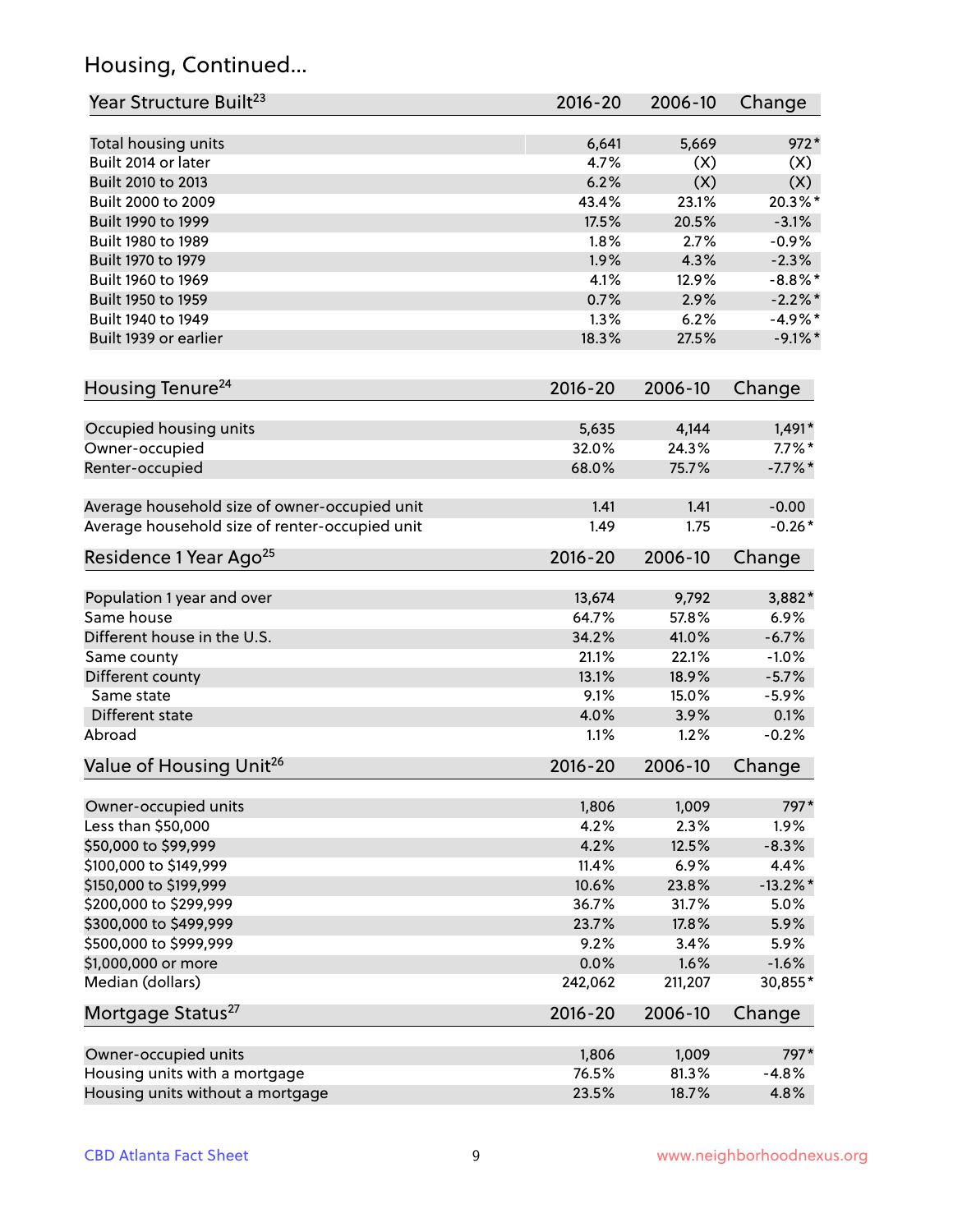## Housing, Continued...

| Year Structure Built[23] | 2016-20 | 2006-10 | Change |
|---|---|---|---|
| Total housing units | 6,641 | 5,669 | 972* |
| Built 2014 or later | 4.7% | (X) | (X) |
| Built 2010 to 2013 | 6.2% | (X) | (X) |
| Built 2000 to 2009 | 43.4% | 23.1% | 20.3%* |
| Built 1990 to 1999 | 17.5% | 20.5% | -3.1% |
| Built 1980 to 1989 | 1.8% | 2.7% | -0.9% |
| Built 1970 to 1979 | 1.9% | 4.3% | -2.3% |
| Built 1960 to 1969 | 4.1% | 12.9% | -8.8%* |
| Built 1950 to 1959 | 0.7% | 2.9% | -2.2%* |
| Built 1940 to 1949 | 1.3% | 6.2% | -4.9%* |
| Built 1939 or earlier | 18.3% | 27.5% | -9.1%* |

| Housing Tenure[24] | 2016-20 | 2006-10 | Change |
|---|---|---|---|
| Occupied housing units | 5,635 | 4,144 | 1,491* |
| Owner-occupied | 32.0% | 24.3% | 7.7%* |
| Renter-occupied | 68.0% | 75.7% | -7.7%* |
| | | | |
| Average household size of owner-occupied unit | 1.41 | 1.41 | -0.00 |
| Average household size of renter-occupied unit | 1.49 | 1.75 | -0.26* |

| Residence 1 Year Ago[25] | 2016-20 | 2006-10 | Change |
|---|---|---|---|
| Population 1 year and over | 13,674 | 9,792 | 3,882* |
| Same house | 64.7% | 57.8% | 6.9% |
| Different house in the U.S. | 34.2% | 41.0% | -6.7% |
| Same county | 21.1% | 22.1% | -1.0% |
| Different county | 13.1% | 18.9% | -5.7% |
| Same state | 9.1% | 15.0% | -5.9% |
| Different state | 4.0% | 3.9% | 0.1% |
| Abroad | 1.1% | 1.2% | -0.2% |

| Value of Housing Unit[26] | 2016-20 | 2006-10 | Change |
|---|---|---|---|
| Owner-occupied units | 1,806 | 1,009 | 797* |
| Less than $50,000 | 4.2% | 2.3% | 1.9% |
| $50,000 to $99,999 | 4.2% | 12.5% | -8.3% |
| $100,000 to $149,999 | 11.4% | 6.9% | 4.4% |
| $150,000 to $199,999 | 10.6% | 23.8% | -13.2%* |
| $200,000 to $299,999 | 36.7% | 31.7% | 5.0% |
| $300,000 to $499,999 | 23.7% | 17.8% | 5.9% |
| $500,000 to $999,999 | 9.2% | 3.4% | 5.9% |
| $1,000,000 or more | 0.0% | 1.6% | -1.6% |
| Median (dollars) | 242,062 | 211,207 | 30,855* |

| Mortgage Status[27] | 2016-20 | 2006-10 | Change |
|---|---|---|---|
| Owner-occupied units | 1,806 | 1,009 | 797* |
| Housing units with a mortgage | 76.5% | 81.3% | -4.8% |
| Housing units without a mortgage | 23.5% | 18.7% | 4.8% |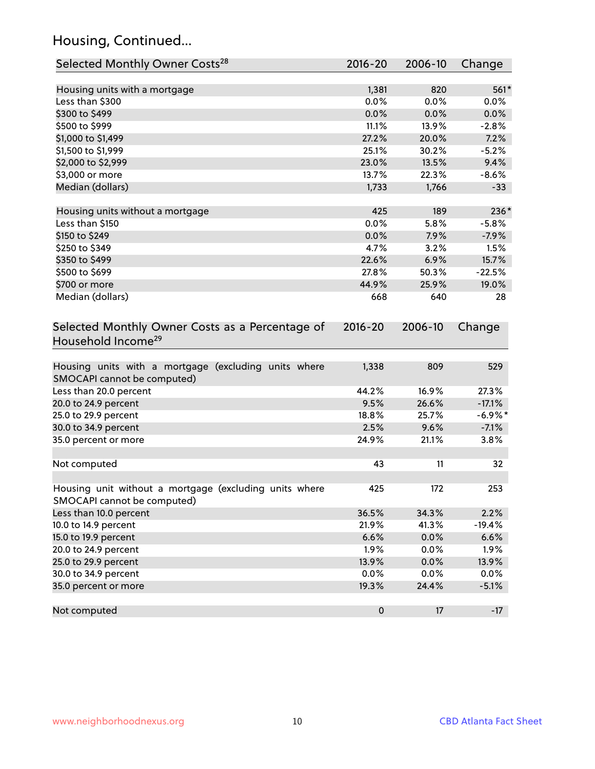## Housing, Continued...

| Selected Monthly Owner Costs[28] | 2016-20 | 2006-10 | Change |
|---|---|---|---|
| Housing units with a mortgage | 1,381 | 820 | 561* |
| Less than $300 | 0.0% | 0.0% | 0.0% |
| $300 to $499 | 0.0% | 0.0% | 0.0% |
| $500 to $999 | 11.1% | 13.9% | -2.8% |
| $1,000 to $1,499 | 27.2% | 20.0% | 7.2% |
| $1,500 to $1,999 | 25.1% | 30.2% | -5.2% |
| $2,000 to $2,999 | 23.0% | 13.5% | 9.4% |
| $3,000 or more | 13.7% | 22.3% | -8.6% |
| Median (dollars) | 1,733 | 1,766 | -33 |
| Housing units without a mortgage | 425 | 189 | 236* |
| Less than $150 | 0.0% | 5.8% | -5.8% |
| $150 to $249 | 0.0% | 7.9% | -7.9% |
| $250 to $349 | 4.7% | 3.2% | 1.5% |
| $350 to $499 | 22.6% | 6.9% | 15.7% |
| $500 to $699 | 27.8% | 50.3% | -22.5% |
| $700 or more | 44.9% | 25.9% | 19.0% |
| Median (dollars) | 668 | 640 | 28 |

| Selected Monthly Owner Costs as a Percentage of Household Income[29] | 2016-20 | 2006-10 | Change |
|---|---|---|---|
| Housing units with a mortgage (excluding units where SMOCAPI cannot be computed) | 1,338 | 809 | 529 |
| Less than 20.0 percent | 44.2% | 16.9% | 27.3% |
| 20.0 to 24.9 percent | 9.5% | 26.6% | -17.1% |
| 25.0 to 29.9 percent | 18.8% | 25.7% | -6.9%* |
| 30.0 to 34.9 percent | 2.5% | 9.6% | -7.1% |
| 35.0 percent or more | 24.9% | 21.1% | 3.8% |
| Not computed | 43 | 11 | 32 |
| Housing unit without a mortgage (excluding units where SMOCAPI cannot be computed) | 425 | 172 | 253 |
| Less than 10.0 percent | 36.5% | 34.3% | 2.2% |
| 10.0 to 14.9 percent | 21.9% | 41.3% | -19.4% |
| 15.0 to 19.9 percent | 6.6% | 0.0% | 6.6% |
| 20.0 to 24.9 percent | 1.9% | 0.0% | 1.9% |
| 25.0 to 29.9 percent | 13.9% | 0.0% | 13.9% |
| 30.0 to 34.9 percent | 0.0% | 0.0% | 0.0% |
| 35.0 percent or more | 19.3% | 24.4% | -5.1% |
| Not computed | 0 | 17 | -17 |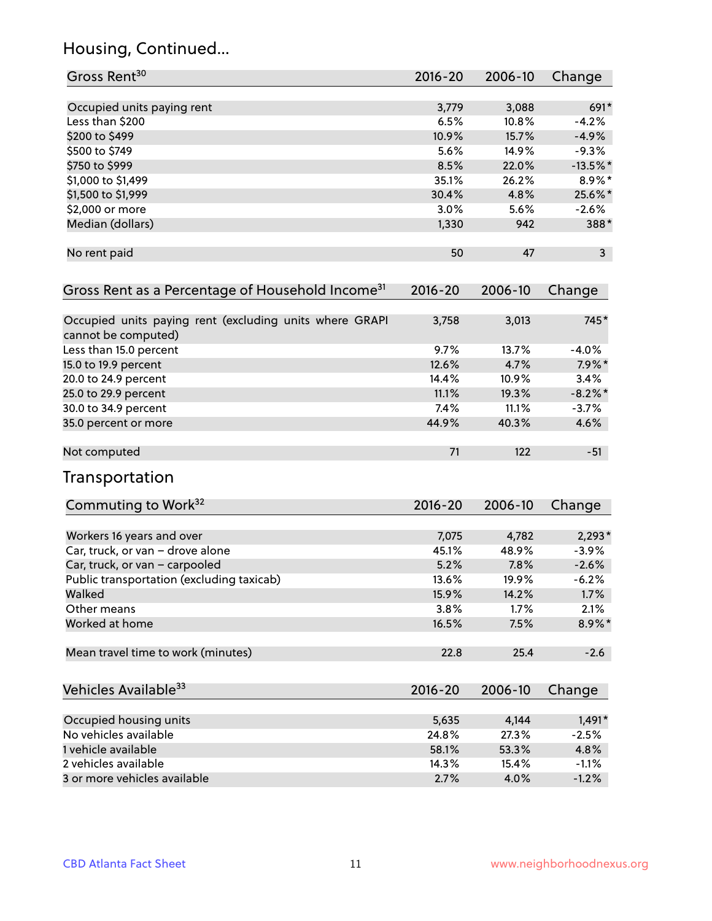## Housing, Continued...

| Gross Rent[30] | 2016-20 | 2006-10 | Change |
|---|---|---|---|
| Occupied units paying rent | 3,779 | 3,088 | 691* |
| Less than $200 | 6.5% | 10.8% | -4.2% |
| $200 to $499 | 10.9% | 15.7% | -4.9% |
| $500 to $749 | 5.6% | 14.9% | -9.3% |
| $750 to $999 | 8.5% | 22.0% | -13.5%* |
| $1,000 to $1,499 | 35.1% | 26.2% | 8.9%* |
| $1,500 to $1,999 | 30.4% | 4.8% | 25.6%* |
| $2,000 or more | 3.0% | 5.6% | -2.6% |
| Median (dollars) | 1,330 | 942 | 388* |
| No rent paid | 50 | 47 | 3 |

| Gross Rent as a Percentage of Household Income[31] | 2016-20 | 2006-10 | Change |
|---|---|---|---|
| Occupied units paying rent (excluding units where GRAPI cannot be computed) | 3,758 | 3,013 | 745* |
| Less than 15.0 percent | 9.7% | 13.7% | -4.0% |
| 15.0 to 19.9 percent | 12.6% | 4.7% | 7.9%* |
| 20.0 to 24.9 percent | 14.4% | 10.9% | 3.4% |
| 25.0 to 29.9 percent | 11.1% | 19.3% | -8.2%* |
| 30.0 to 34.9 percent | 7.4% | 11.1% | -3.7% |
| 35.0 percent or more | 44.9% | 40.3% | 4.6% |
| Not computed | 71 | 122 | -51 |

## Transportation

| Commuting to Work[32] | 2016-20 | 2006-10 | Change |
|---|---|---|---|
| Workers 16 years and over | 7,075 | 4,782 | 2,293* |
| Car, truck, or van – drove alone | 45.1% | 48.9% | -3.9% |
| Car, truck, or van – carpooled | 5.2% | 7.8% | -2.6% |
| Public transportation (excluding taxicab) | 13.6% | 19.9% | -6.2% |
| Walked | 15.9% | 14.2% | 1.7% |
| Other means | 3.8% | 1.7% | 2.1% |
| Worked at home | 16.5% | 7.5% | 8.9%* |
| Mean travel time to work (minutes) | 22.8 | 25.4 | -2.6 |

| Vehicles Available[33] | 2016-20 | 2006-10 | Change |
|---|---|---|---|
| Occupied housing units | 5,635 | 4,144 | 1,491* |
| No vehicles available | 24.8% | 27.3% | -2.5% |
| 1 vehicle available | 58.1% | 53.3% | 4.8% |
| 2 vehicles available | 14.3% | 15.4% | -1.1% |
| 3 or more vehicles available | 2.7% | 4.0% | -1.2% |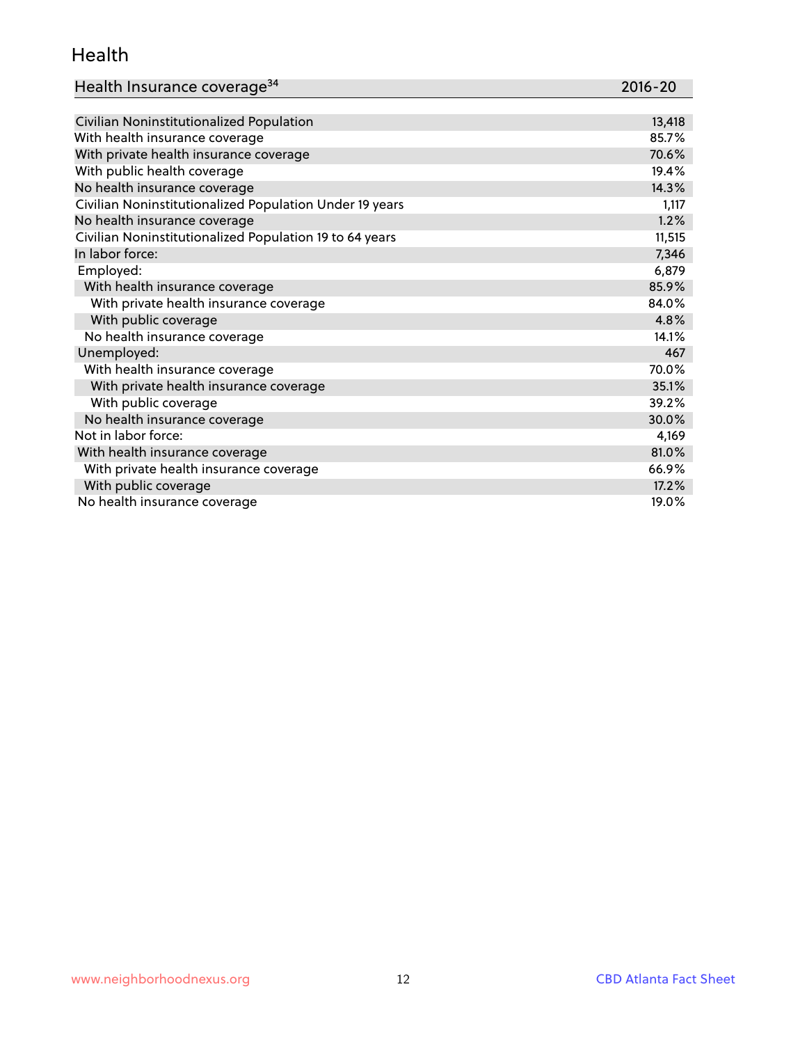## Health

| Health Insurance coverage[34] | 2016-20 |
|---|---|
| Civilian Noninstitutionalized Population | 13,418 |
| With health insurance coverage | 85.7% |
| With private health insurance coverage | 70.6% |
| With public health coverage | 19.4% |
| No health insurance coverage | 14.3% |
| Civilian Noninstitutionalized Population Under 19 years | 1,117 |
| No health insurance coverage | 1.2% |
| Civilian Noninstitutionalized Population 19 to 64 years | 11,515 |
| In labor force: | 7,346 |
| Employed: | 6,879 |
| With health insurance coverage | 85.9% |
| With private health insurance coverage | 84.0% |
| With public coverage | 4.8% |
| No health insurance coverage | 14.1% |
| Unemployed: | 467 |
| With health insurance coverage | 70.0% |
| With private health insurance coverage | 35.1% |
| With public coverage | 39.2% |
| No health insurance coverage | 30.0% |
| Not in labor force: | 4,169 |
| With health insurance coverage | 81.0% |
| With private health insurance coverage | 66.9% |
| With public coverage | 17.2% |
| No health insurance coverage | 19.0% |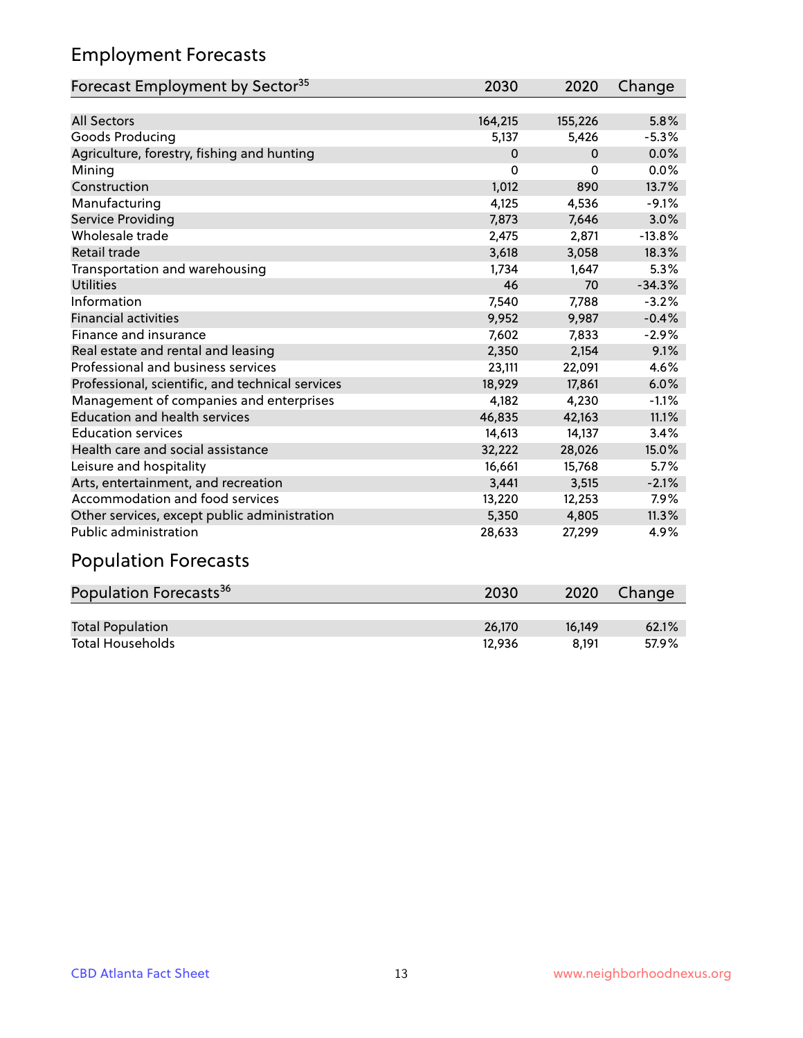## Employment Forecasts

| Forecast Employment by Sector[35] | 2030 | 2020 | Change |
|---|---|---|---|
| All Sectors | 164,215 | 155,226 | 5.8% |
| Goods Producing | 5,137 | 5,426 | -5.3% |
| Agriculture, forestry, fishing and hunting | 0 | 0 | 0.0% |
| Mining | 0 | 0 | 0.0% |
| Construction | 1,012 | 890 | 13.7% |
| Manufacturing | 4,125 | 4,536 | -9.1% |
| Service Providing | 7,873 | 7,646 | 3.0% |
| Wholesale trade | 2,475 | 2,871 | -13.8% |
| Retail trade | 3,618 | 3,058 | 18.3% |
| Transportation and warehousing | 1,734 | 1,647 | 5.3% |
| Utilities | 46 | 70 | -34.3% |
| Information | 7,540 | 7,788 | -3.2% |
| Financial activities | 9,952 | 9,987 | -0.4% |
| Finance and insurance | 7,602 | 7,833 | -2.9% |
| Real estate and rental and leasing | 2,350 | 2,154 | 9.1% |
| Professional and business services | 23,111 | 22,091 | 4.6% |
| Professional, scientific, and technical services | 18,929 | 17,861 | 6.0% |
| Management of companies and enterprises | 4,182 | 4,230 | -1.1% |
| Education and health services | 46,835 | 42,163 | 11.1% |
| Education services | 14,613 | 14,137 | 3.4% |
| Health care and social assistance | 32,222 | 28,026 | 15.0% |
| Leisure and hospitality | 16,661 | 15,768 | 5.7% |
| Arts, entertainment, and recreation | 3,441 | 3,515 | -2.1% |
| Accommodation and food services | 13,220 | 12,253 | 7.9% |
| Other services, except public administration | 5,350 | 4,805 | 11.3% |
| Public administration | 28,633 | 27,299 | 4.9% |

## Population Forecasts

| Population Forecasts[36] | 2030 | 2020 | Change |
|---|---|---|---|
| Total Population | 26,170 | 16,149 | 62.1% |
| Total Households | 12,936 | 8,191 | 57.9% |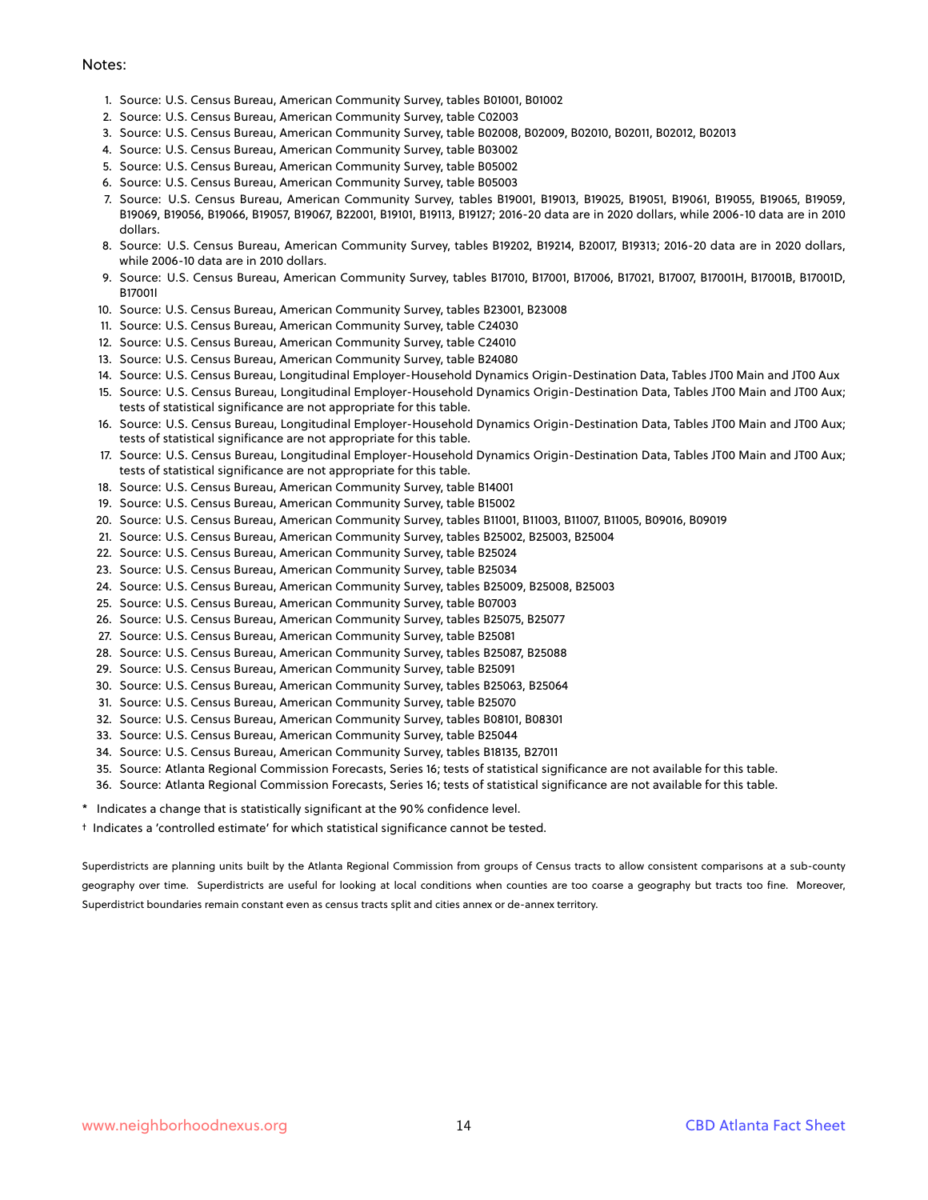Notes:

1. Source: U.S. Census Bureau, American Community Survey, tables B01001, B01002
2. Source: U.S. Census Bureau, American Community Survey, table C02003
3. Source: U.S. Census Bureau, American Community Survey, table B02008, B02009, B02010, B02011, B02012, B02013
4. Source: U.S. Census Bureau, American Community Survey, table B03002
5. Source: U.S. Census Bureau, American Community Survey, table B05002
6. Source: U.S. Census Bureau, American Community Survey, table B05003
7. Source: U.S. Census Bureau, American Community Survey, tables B19001, B19013, B19025, B19051, B19061, B19055, B19065, B19059, B19069, B19056, B19066, B19057, B19067, B22001, B19101, B19113, B19127; 2016-20 data are in 2020 dollars, while 2006-10 data are in 2010 dollars.
8. Source: U.S. Census Bureau, American Community Survey, tables B19202, B19214, B20017, B19313; 2016-20 data are in 2020 dollars, while 2006-10 data are in 2010 dollars.
9. Source: U.S. Census Bureau, American Community Survey, tables B17010, B17001, B17006, B17021, B17007, B17001H, B17001B, B17001D, B17001I
10. Source: U.S. Census Bureau, American Community Survey, tables B23001, B23008
11. Source: U.S. Census Bureau, American Community Survey, table C24030
12. Source: U.S. Census Bureau, American Community Survey, table C24010
13. Source: U.S. Census Bureau, American Community Survey, table B24080
14. Source: U.S. Census Bureau, Longitudinal Employer-Household Dynamics Origin-Destination Data, Tables JT00 Main and JT00 Aux
15. Source: U.S. Census Bureau, Longitudinal Employer-Household Dynamics Origin-Destination Data, Tables JT00 Main and JT00 Aux; tests of statistical significance are not appropriate for this table.
16. Source: U.S. Census Bureau, Longitudinal Employer-Household Dynamics Origin-Destination Data, Tables JT00 Main and JT00 Aux; tests of statistical significance are not appropriate for this table.
17. Source: U.S. Census Bureau, Longitudinal Employer-Household Dynamics Origin-Destination Data, Tables JT00 Main and JT00 Aux; tests of statistical significance are not appropriate for this table.
18. Source: U.S. Census Bureau, American Community Survey, table B14001
19. Source: U.S. Census Bureau, American Community Survey, table B15002
20. Source: U.S. Census Bureau, American Community Survey, tables B11001, B11003, B11007, B11005, B09016, B09019
21. Source: U.S. Census Bureau, American Community Survey, tables B25002, B25003, B25004
22. Source: U.S. Census Bureau, American Community Survey, table B25024
23. Source: U.S. Census Bureau, American Community Survey, table B25034
24. Source: U.S. Census Bureau, American Community Survey, tables B25009, B25008, B25003
25. Source: U.S. Census Bureau, American Community Survey, table B07003
26. Source: U.S. Census Bureau, American Community Survey, tables B25075, B25077
27. Source: U.S. Census Bureau, American Community Survey, table B25081
28. Source: U.S. Census Bureau, American Community Survey, tables B25087, B25088
29. Source: U.S. Census Bureau, American Community Survey, table B25091
30. Source: U.S. Census Bureau, American Community Survey, tables B25063, B25064
31. Source: U.S. Census Bureau, American Community Survey, table B25070
32. Source: U.S. Census Bureau, American Community Survey, tables B08101, B08301
33. Source: U.S. Census Bureau, American Community Survey, table B25044
34. Source: U.S. Census Bureau, American Community Survey, tables B18135, B27011
35. Source: Atlanta Regional Commission Forecasts, Series 16; tests of statistical significance are not available for this table.
36. Source: Atlanta Regional Commission Forecasts, Series 16; tests of statistical significance are not available for this table.

\* Indicates a change that is statistically significant at the 90% confidence level.

† Indicates a 'controlled estimate' for which statistical significance cannot be tested.

Superdistricts are planning units built by the Atlanta Regional Commission from groups of Census tracts to allow consistent comparisons at a sub-county geography over time. Superdistricts are useful for looking at local conditions when counties are too coarse a geography but tracts too fine. Moreover, Superdistrict boundaries remain constant even as census tracts split and cities annex or de-annex territory.